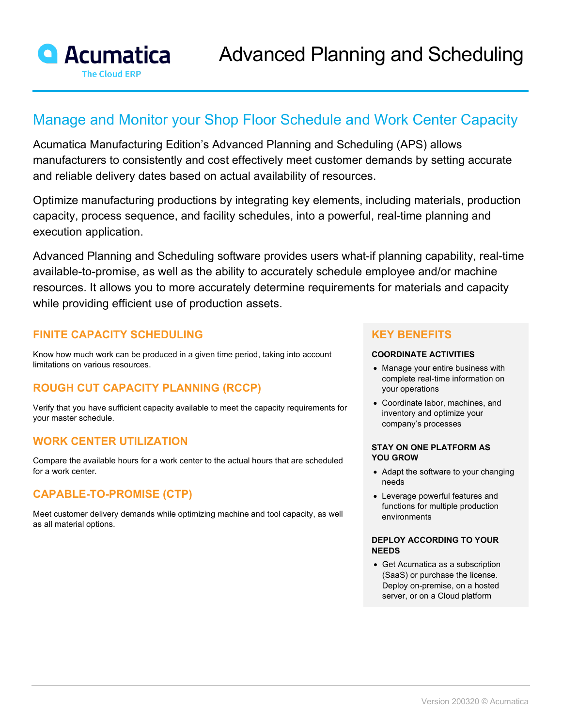# Advanced Planning and Scheduling

Acumatica
The Cloud ERP

## Manage and Monitor your Shop Floor Schedule and Work Center Capacity

Acumatica Manufacturing Edition's Advanced Planning and Scheduling (APS) allows manufacturers to consistently and cost effectively meet customer demands by setting accurate and reliable delivery dates based on actual availability of resources.

Optimize manufacturing productions by integrating key elements, including materials, production capacity, process sequence, and facility schedules, into a powerful, real-time planning and execution application.

Advanced Planning and Scheduling software provides users what-if planning capability, real-time available-to-promise, as well as the ability to accurately schedule employee and/or machine resources. It allows you to more accurately determine requirements for materials and capacity while providing efficient use of production assets.

### FINITE CAPACITY SCHEDULING

Know how much work can be produced in a given time period, taking into account limitations on various resources.

### ROUGH CUT CAPACITY PLANNING (RCCP)

Verify that you have sufficient capacity available to meet the capacity requirements for your master schedule.

### WORK CENTER UTILIZATION

Compare the available hours for a work center to the actual hours that are scheduled for a work center.

### CAPABLE-TO-PROMISE (CTP)

Meet customer delivery demands while optimizing machine and tool capacity, as well as all material options.

### KEY BENEFITS

**COORDINATE ACTIVITIES**

- Manage your entire business with complete real-time information on your operations
- Coordinate labor, machines, and inventory and optimize your company's processes

**STAY ON ONE PLATFORM AS YOU GROW**

- Adapt the software to your changing needs
- Leverage powerful features and functions for multiple production environments

**DEPLOY ACCORDING TO YOUR NEEDS**

- Get Acumatica as a subscription (SaaS) or purchase the license. Deploy on-premise, on a hosted server, or on a Cloud platform

Version 200320 © Acumatica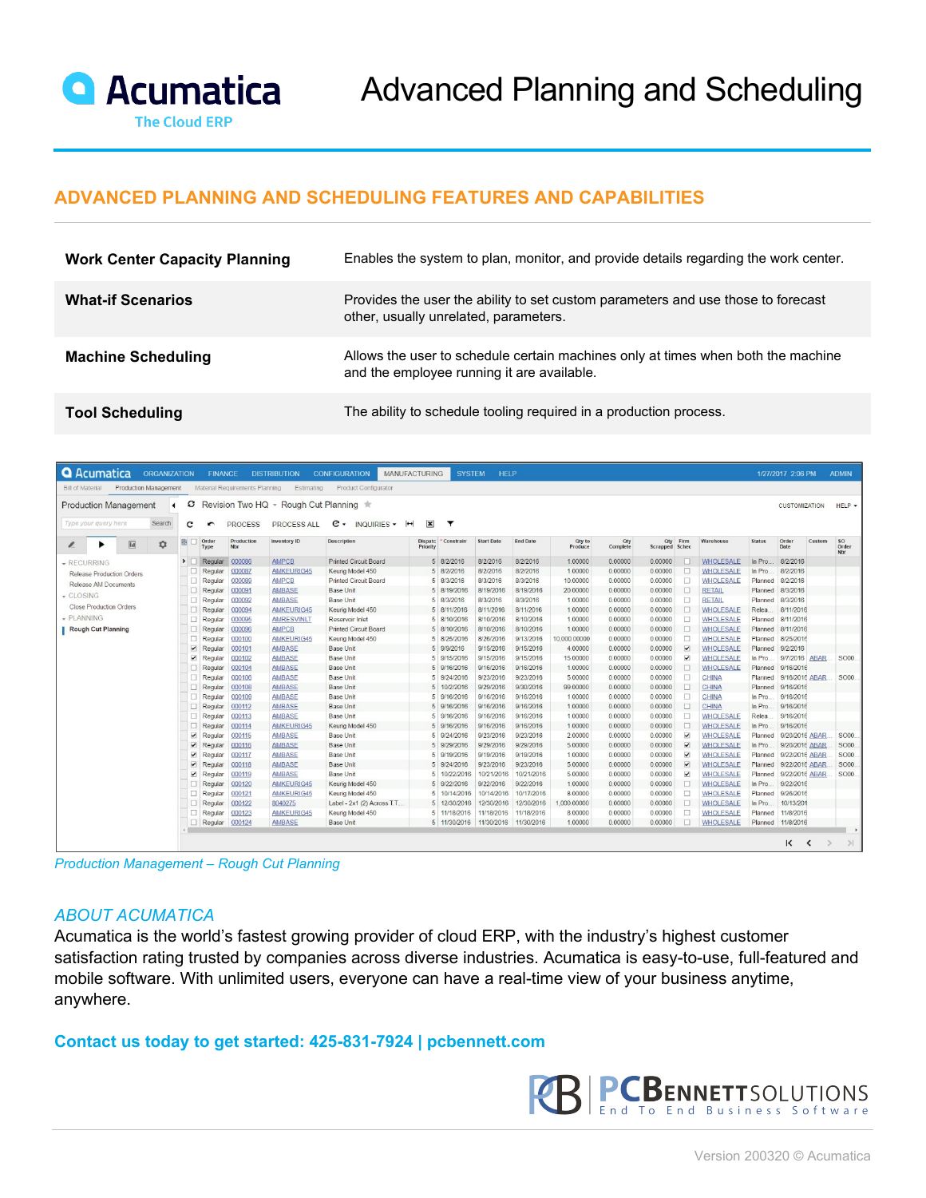Acumatica
The Cloud ERP

# Advanced Planning and Scheduling

## ADVANCED PLANNING AND SCHEDULING FEATURES AND CAPABILITIES

| | |
|---|---|
| **Work Center Capacity Planning** | Enables the system to plan, monitor, and provide details regarding the work center. |
| **What-if Scenarios** | Provides the user the ability to set custom parameters and use those to forecast other, usually unrelated, parameters. |
| **Machine Scheduling** | Allows the user to schedule certain machines only at times when both the machine and the employee running it are available. |
| **Tool Scheduling** | The ability to schedule tooling required in a production process. |

*Production Management – Rough Cut Planning*

## *ABOUT ACUMATICA*

Acumatica is the world's fastest growing provider of cloud ERP, with the industry's highest customer satisfaction rating trusted by companies across diverse industries. Acumatica is easy-to-use, full-featured and mobile software. With unlimited users, everyone can have a real-time view of your business anytime, anywhere.

**Contact us today to get started: 425-831-7924 | pcbennett.com**

PCBENNETTSOLUTIONS
End To End Business Software

Version 200320 © Acumatica